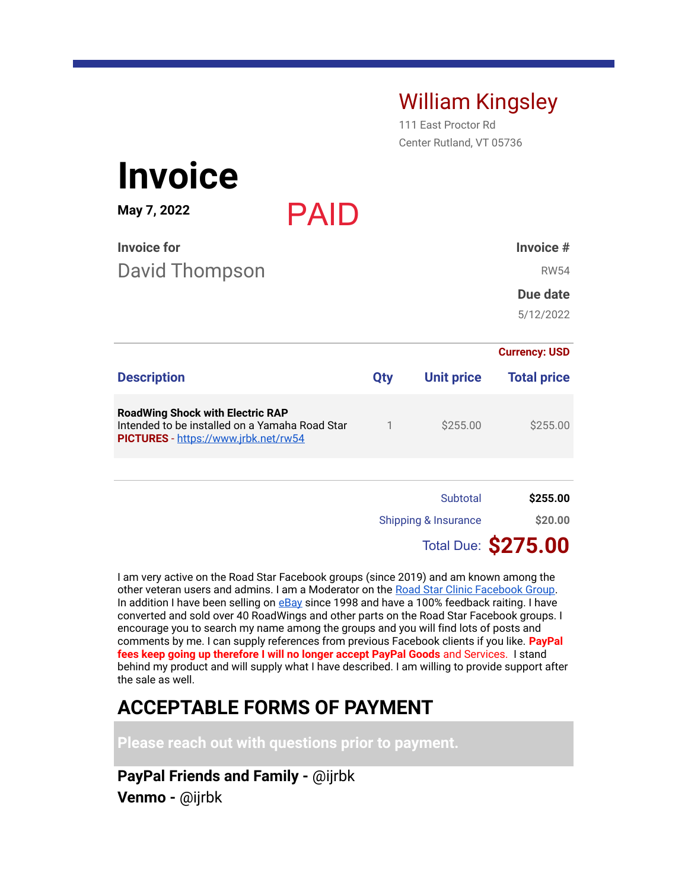**William Kingsley**
111 East Proctor Rd
Center Rutland, VT 05736

# Invoice

**May 7, 2022**

PAID

**Invoice for**
David Thompson

**Invoice #**
RW54

**Due date**
5/12/2022

**Currency: USD**

| Description | Qty | Unit price | Total price |
|---|---|---|---|
| **RoadWing Shock with Electric RAP** Intended to be installed on a Yamaha Road Star **PICTURES** - https://www.jrbk.net/rw54 | 1 | $255.00 | $255.00 |

| | |
|---|---|
| Subtotal | **$255.00** |
| Shipping & Insurance | **$20.00** |
| Total Due: | **$275.00** |

I am very active on the Road Star Facebook groups (since 2019) and am known among the other veteran users and admins. I am a Moderator on the Road Star Clinic Facebook Group. In addition I have been selling on eBay since 1998 and have a 100% feedback raiting. I have converted and sold over 40 RoadWings and other parts on the Road Star Facebook groups. I encourage you to search my name among the groups and you will find lots of posts and comments by me. I can supply references from previous Facebook clients if you like. **PayPal fees keep going up therefore I will no longer accept PayPal Goods** and Services. I stand behind my product and will supply what I have described. I am willing to provide support after the sale as well.

## ACCEPTABLE FORMS OF PAYMENT

**Please reach out with questions prior to payment.**

**PayPal Friends and Family -** @ijrbk
**Venmo -** @ijrbk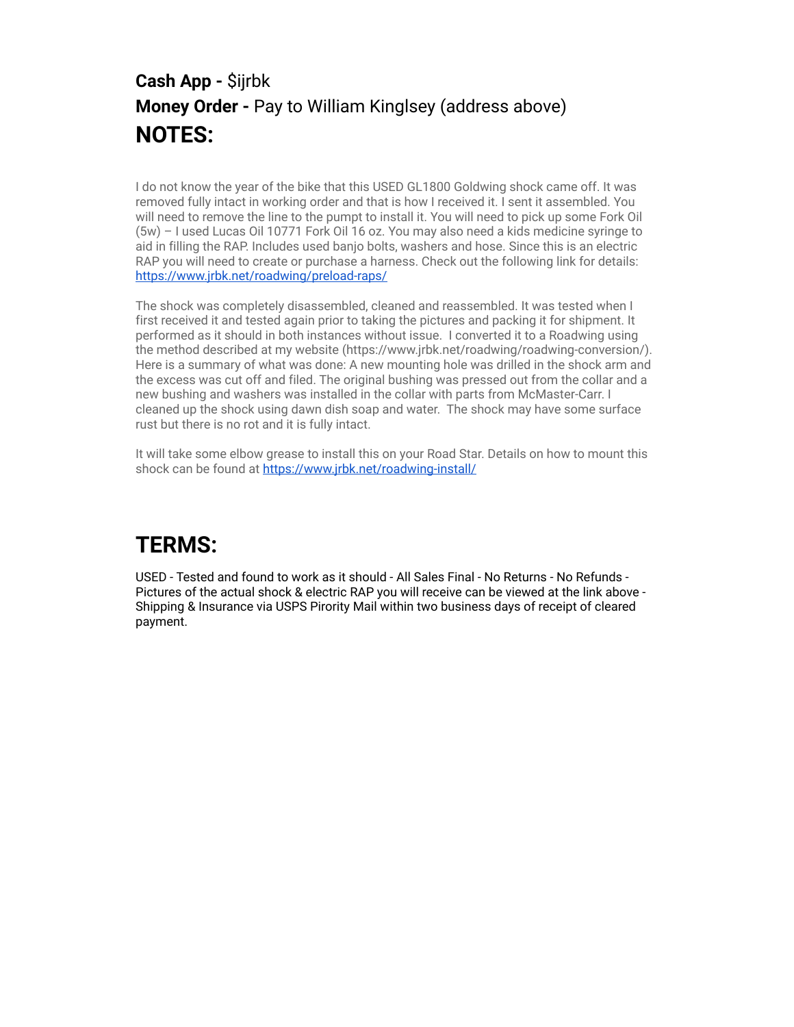**Cash App -** $ijrbk

**Money Order -** Pay to William Kinglsey (address above)

# NOTES:

I do not know the year of the bike that this USED GL1800 Goldwing shock came off. It was removed fully intact in working order and that is how I received it. I sent it assembled. You will need to remove the line to the pumpt to install it. You will need to pick up some Fork Oil (5w) – I used Lucas Oil 10771 Fork Oil 16 oz. You may also need a kids medicine syringe to aid in filling the RAP. Includes used banjo bolts, washers and hose. Since this is an electric RAP you will need to create or purchase a harness. Check out the following link for details: [https://www.jrbk.net/roadwing/preload-raps/](https://www.jrbk.net/roadwing/preload-raps/)

The shock was completely disassembled, cleaned and reassembled. It was tested when I first received it and tested again prior to taking the pictures and packing it for shipment. It performed as it should in both instances without issue. I converted it to a Roadwing using the method described at my website (https://www.jrbk.net/roadwing/roadwing-conversion/). Here is a summary of what was done: A new mounting hole was drilled in the shock arm and the excess was cut off and filed. The original bushing was pressed out from the collar and a new bushing and washers was installed in the collar with parts from McMaster-Carr. I cleaned up the shock using dawn dish soap and water. The shock may have some surface rust but there is no rot and it is fully intact.

It will take some elbow grease to install this on your Road Star. Details on how to mount this shock can be found at [https://www.jrbk.net/roadwing-install/](https://www.jrbk.net/roadwing-install/)

# TERMS:

USED - Tested and found to work as it should - All Sales Final - No Returns - No Refunds - Pictures of the actual shock & electric RAP you will receive can be viewed at the link above - Shipping & Insurance via USPS Pirority Mail within two business days of receipt of cleared payment.